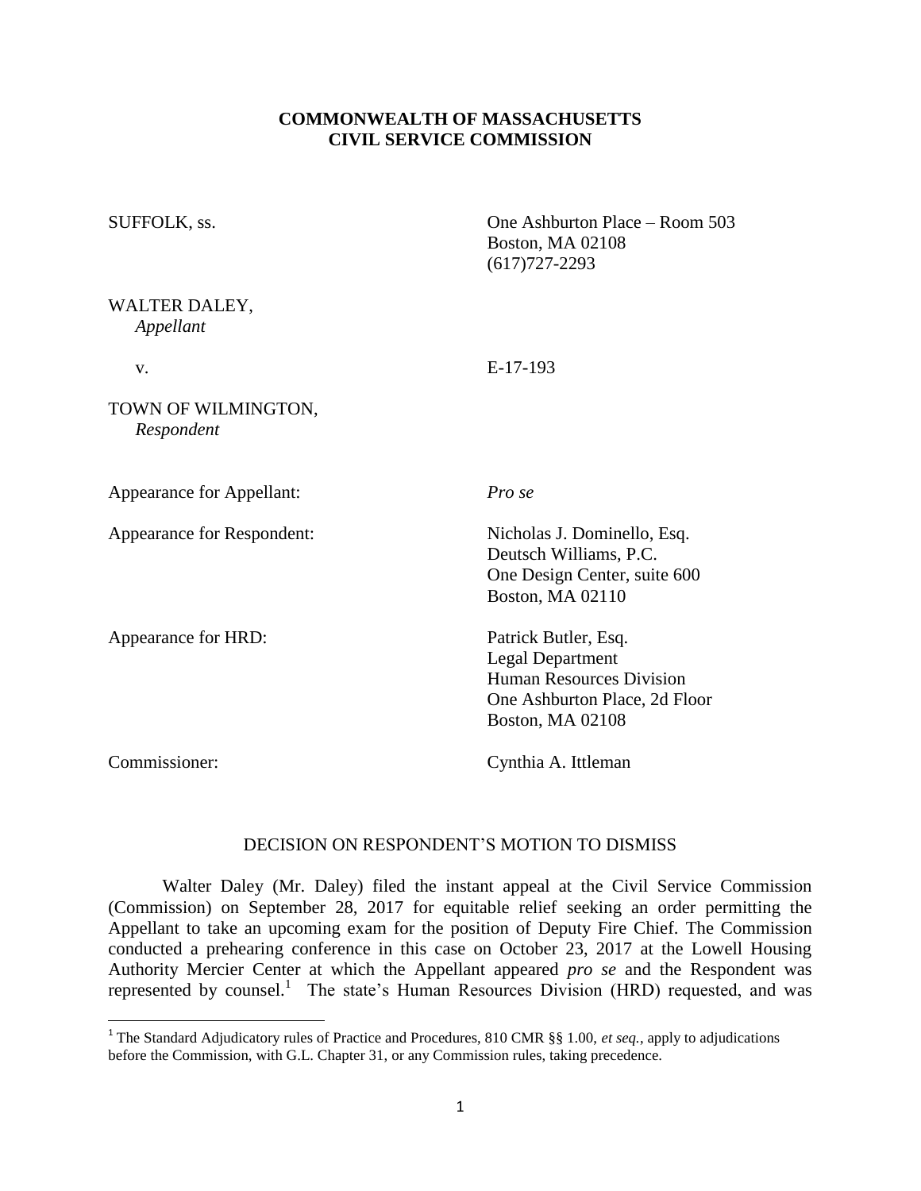**COMMONWEALTH OF MASSACHUSETTS**
**CIVIL SERVICE COMMISSION**

SUFFOLK, ss.

One Ashburton Place – Room 503
Boston, MA 02108
(617)727-2293

WALTER DALEY,
*Appellant*

v.

E-17-193

TOWN OF WILMINGTON,
*Respondent*

Appearance for Appellant: *Pro se*

Appearance for Respondent:
Nicholas J. Dominello, Esq.
Deutsch Williams, P.C.
One Design Center, suite 600
Boston, MA 02110

Appearance for HRD:
Patrick Butler, Esq.
Legal Department
Human Resources Division
One Ashburton Place, 2d Floor
Boston, MA 02108

Commissioner: Cynthia A. Ittleman

DECISION ON RESPONDENT'S MOTION TO DISMISS

Walter Daley (Mr. Daley) filed the instant appeal at the Civil Service Commission (Commission) on September 28, 2017 for equitable relief seeking an order permitting the Appellant to take an upcoming exam for the position of Deputy Fire Chief. The Commission conducted a prehearing conference in this case on October 23, 2017 at the Lowell Housing Authority Mercier Center at which the Appellant appeared *pro se* and the Respondent was represented by counsel.[1] The state's Human Resources Division (HRD) requested, and was

[1] The Standard Adjudicatory rules of Practice and Procedures, 810 CMR §§ 1.00, *et seq.*, apply to adjudications before the Commission, with G.L. Chapter 31, or any Commission rules, taking precedence.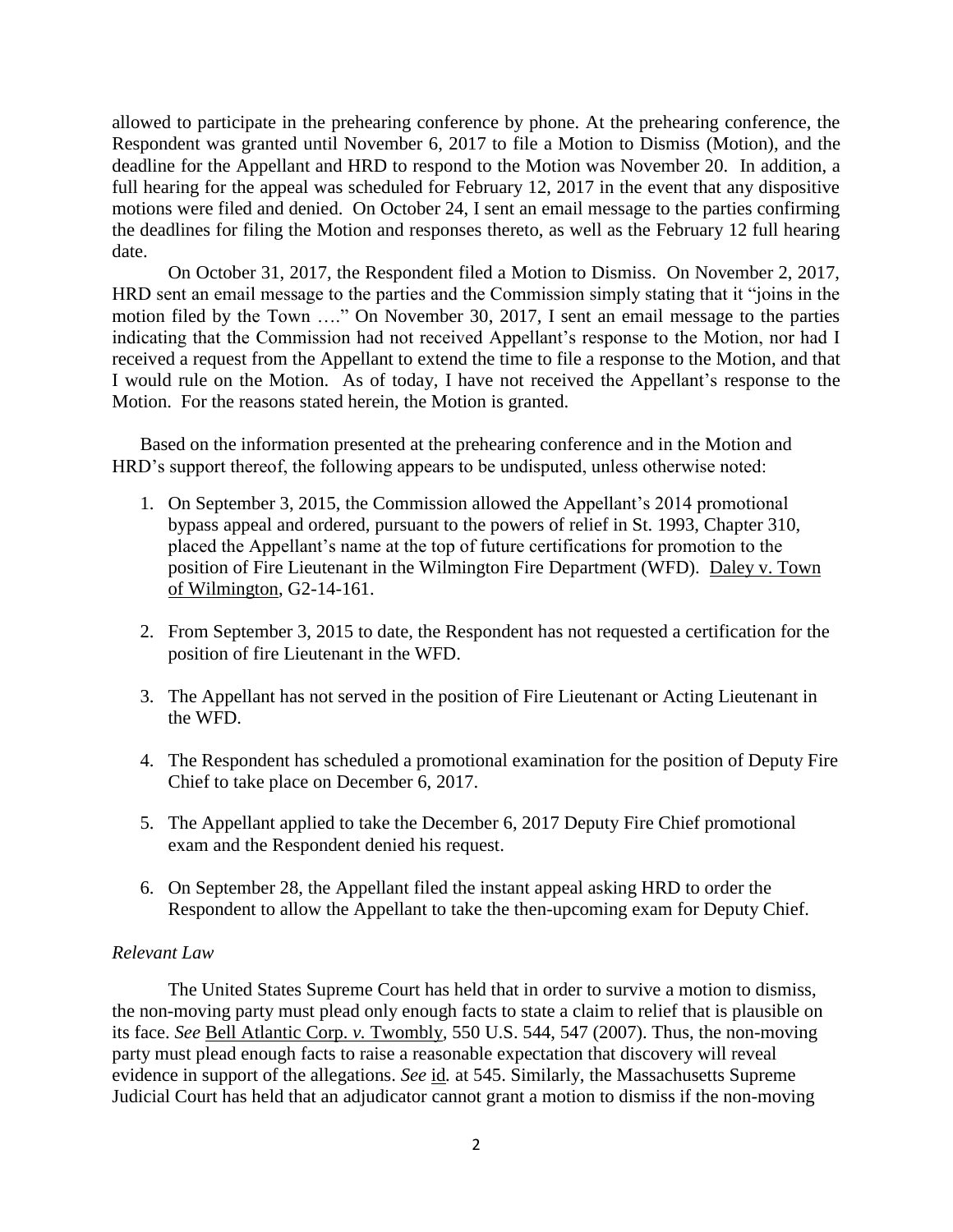allowed to participate in the prehearing conference by phone. At the prehearing conference, the Respondent was granted until November 6, 2017 to file a Motion to Dismiss (Motion), and the deadline for the Appellant and HRD to respond to the Motion was November 20. In addition, a full hearing for the appeal was scheduled for February 12, 2017 in the event that any dispositive motions were filed and denied. On October 24, I sent an email message to the parties confirming the deadlines for filing the Motion and responses thereto, as well as the February 12 full hearing date.

On October 31, 2017, the Respondent filed a Motion to Dismiss. On November 2, 2017, HRD sent an email message to the parties and the Commission simply stating that it "joins in the motion filed by the Town …." On November 30, 2017, I sent an email message to the parties indicating that the Commission had not received Appellant's response to the Motion, nor had I received a request from the Appellant to extend the time to file a response to the Motion, and that I would rule on the Motion. As of today, I have not received the Appellant's response to the Motion. For the reasons stated herein, the Motion is granted.

Based on the information presented at the prehearing conference and in the Motion and HRD's support thereof, the following appears to be undisputed, unless otherwise noted:

1. On September 3, 2015, the Commission allowed the Appellant's 2014 promotional bypass appeal and ordered, pursuant to the powers of relief in St. 1993, Chapter 310, placed the Appellant's name at the top of future certifications for promotion to the position of Fire Lieutenant in the Wilmington Fire Department (WFD). Daley v. Town of Wilmington, G2-14-161.

2. From September 3, 2015 to date, the Respondent has not requested a certification for the position of fire Lieutenant in the WFD.

3. The Appellant has not served in the position of Fire Lieutenant or Acting Lieutenant in the WFD.

4. The Respondent has scheduled a promotional examination for the position of Deputy Fire Chief to take place on December 6, 2017.

5. The Appellant applied to take the December 6, 2017 Deputy Fire Chief promotional exam and the Respondent denied his request.

6. On September 28, the Appellant filed the instant appeal asking HRD to order the Respondent to allow the Appellant to take the then-upcoming exam for Deputy Chief.

*Relevant Law*

The United States Supreme Court has held that in order to survive a motion to dismiss, the non-moving party must plead only enough facts to state a claim to relief that is plausible on its face. *See* Bell Atlantic Corp. *v.* Twombly, 550 U.S. 544, 547 (2007). Thus, the non-moving party must plead enough facts to raise a reasonable expectation that discovery will reveal evidence in support of the allegations. *See* id. at 545. Similarly, the Massachusetts Supreme Judicial Court has held that an adjudicator cannot grant a motion to dismiss if the non-moving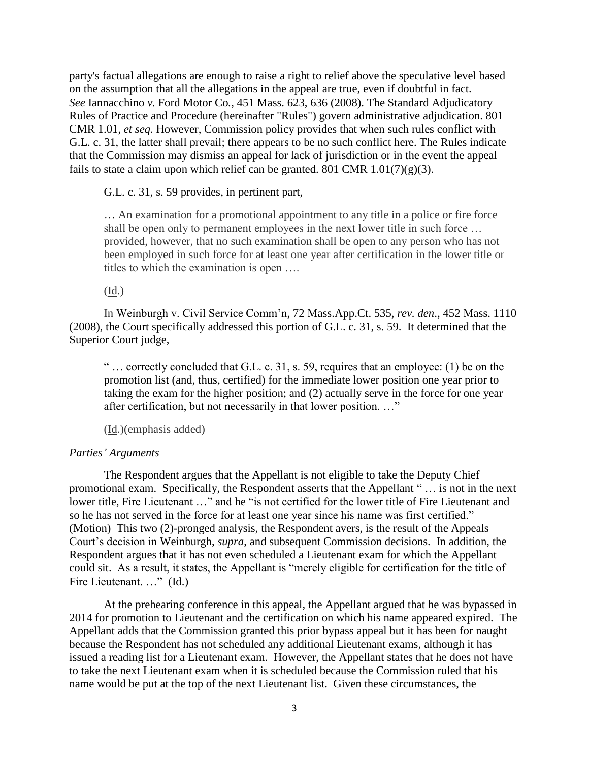party's factual allegations are enough to raise a right to relief above the speculative level based on the assumption that all the allegations in the appeal are true, even if doubtful in fact. *See* Iannacchino *v.* Ford Motor Co., 451 Mass. 623, 636 (2008). The Standard Adjudicatory Rules of Practice and Procedure (hereinafter "Rules") govern administrative adjudication. 801 CMR 1.01, *et seq.* However, Commission policy provides that when such rules conflict with G.L. c. 31, the latter shall prevail; there appears to be no such conflict here. The Rules indicate that the Commission may dismiss an appeal for lack of jurisdiction or in the event the appeal fails to state a claim upon which relief can be granted. 801 CMR 1.01(7)(g)(3).

G.L. c. 31, s. 59 provides, in pertinent part,

> … An examination for a promotional appointment to any title in a police or fire force shall be open only to permanent employees in the next lower title in such force … provided, however, that no such examination shall be open to any person who has not been employed in such force for at least one year after certification in the lower title or titles to which the examination is open ….

(Id.)

In Weinburgh v. Civil Service Comm'n, 72 Mass.App.Ct. 535, *rev. den*., 452 Mass. 1110 (2008), the Court specifically addressed this portion of G.L. c. 31, s. 59. It determined that the Superior Court judge,

> " … correctly concluded that G.L. c. 31, s. 59, requires that an employee: (1) be on the promotion list (and, thus, certified) for the immediate lower position one year prior to taking the exam for the higher position; and (2) actually serve in the force for one year after certification, but not necessarily in that lower position. …"

(Id.)(emphasis added)

*Parties' Arguments*

The Respondent argues that the Appellant is not eligible to take the Deputy Chief promotional exam. Specifically, the Respondent asserts that the Appellant " … is not in the next lower title, Fire Lieutenant …" and he "is not certified for the lower title of Fire Lieutenant and so he has not served in the force for at least one year since his name was first certified." (Motion) This two (2)-pronged analysis, the Respondent avers, is the result of the Appeals Court's decision in Weinburgh, *supra*, and subsequent Commission decisions. In addition, the Respondent argues that it has not even scheduled a Lieutenant exam for which the Appellant could sit. As a result, it states, the Appellant is "merely eligible for certification for the title of Fire Lieutenant. …" (Id.)

At the prehearing conference in this appeal, the Appellant argued that he was bypassed in 2014 for promotion to Lieutenant and the certification on which his name appeared expired. The Appellant adds that the Commission granted this prior bypass appeal but it has been for naught because the Respondent has not scheduled any additional Lieutenant exams, although it has issued a reading list for a Lieutenant exam. However, the Appellant states that he does not have to take the next Lieutenant exam when it is scheduled because the Commission ruled that his name would be put at the top of the next Lieutenant list. Given these circumstances, the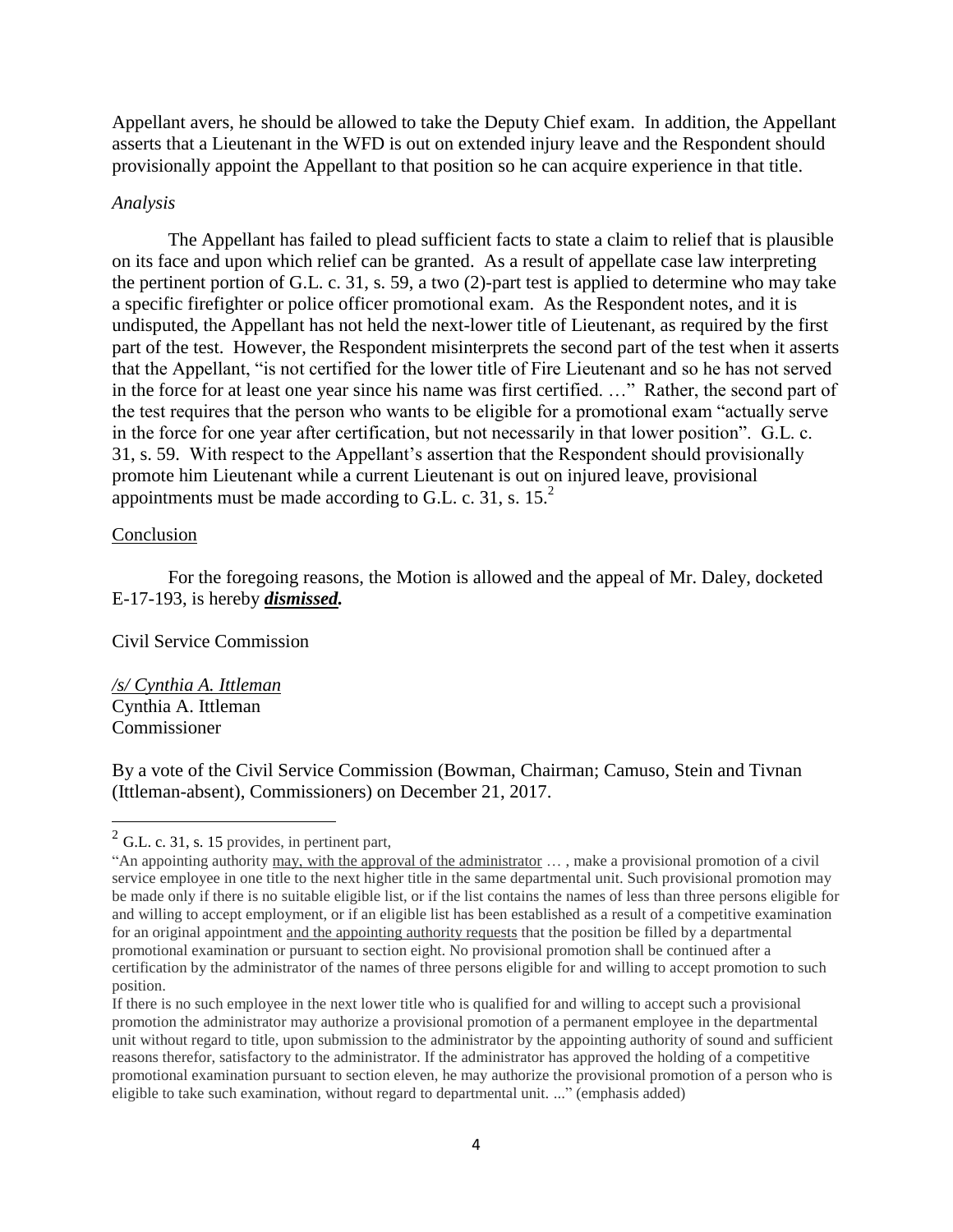Appellant avers, he should be allowed to take the Deputy Chief exam. In addition, the Appellant asserts that a Lieutenant in the WFD is out on extended injury leave and the Respondent should provisionally appoint the Appellant to that position so he can acquire experience in that title.

*Analysis*

The Appellant has failed to plead sufficient facts to state a claim to relief that is plausible on its face and upon which relief can be granted. As a result of appellate case law interpreting the pertinent portion of G.L. c. 31, s. 59, a two (2)-part test is applied to determine who may take a specific firefighter or police officer promotional exam. As the Respondent notes, and it is undisputed, the Appellant has not held the next-lower title of Lieutenant, as required by the first part of the test. However, the Respondent misinterprets the second part of the test when it asserts that the Appellant, "is not certified for the lower title of Fire Lieutenant and so he has not served in the force for at least one year since his name was first certified. …" Rather, the second part of the test requires that the person who wants to be eligible for a promotional exam "actually serve in the force for one year after certification, but not necessarily in that lower position". G.L. c. 31, s. 59. With respect to the Appellant's assertion that the Respondent should provisionally promote him Lieutenant while a current Lieutenant is out on injured leave, provisional appointments must be made according to G.L. c. 31, s. 15.[2]

Conclusion

For the foregoing reasons, the Motion is allowed and the appeal of Mr. Daley, docketed E-17-193, is hereby ***dismissed.***

Civil Service Commission

*/s/ Cynthia A. Ittleman*
Cynthia A. Ittleman
Commissioner

By a vote of the Civil Service Commission (Bowman, Chairman; Camuso, Stein and Tivnan (Ittleman-absent), Commissioners) on December 21, 2017.

---

[2] G.L. c. 31, s. 15 provides, in pertinent part,

"An appointing authority may, with the approval of the administrator … , make a provisional promotion of a civil service employee in one title to the next higher title in the same departmental unit. Such provisional promotion may be made only if there is no suitable eligible list, or if the list contains the names of less than three persons eligible for and willing to accept employment, or if an eligible list has been established as a result of a competitive examination for an original appointment and the appointing authority requests that the position be filled by a departmental promotional examination or pursuant to section eight. No provisional promotion shall be continued after a certification by the administrator of the names of three persons eligible for and willing to accept promotion to such position.

If there is no such employee in the next lower title who is qualified for and willing to accept such a provisional promotion the administrator may authorize a provisional promotion of a permanent employee in the departmental unit without regard to title, upon submission to the administrator by the appointing authority of sound and sufficient reasons therefor, satisfactory to the administrator. If the administrator has approved the holding of a competitive promotional examination pursuant to section eleven, he may authorize the provisional promotion of a person who is eligible to take such examination, without regard to departmental unit. ..." (emphasis added)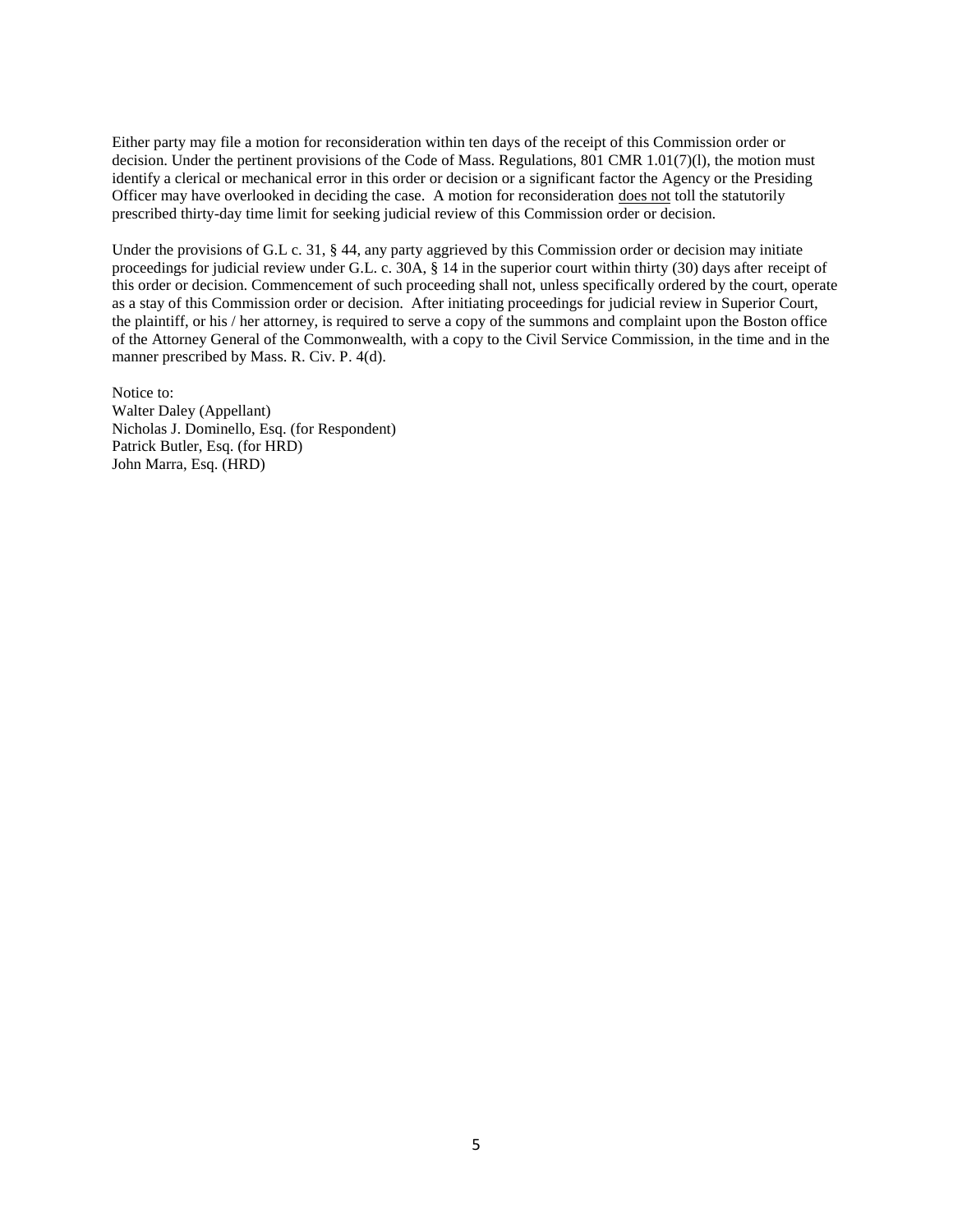Either party may file a motion for reconsideration within ten days of the receipt of this Commission order or decision. Under the pertinent provisions of the Code of Mass. Regulations, 801 CMR 1.01(7)(l), the motion must identify a clerical or mechanical error in this order or decision or a significant factor the Agency or the Presiding Officer may have overlooked in deciding the case. A motion for reconsideration does not toll the statutorily prescribed thirty-day time limit for seeking judicial review of this Commission order or decision.

Under the provisions of G.L c. 31, § 44, any party aggrieved by this Commission order or decision may initiate proceedings for judicial review under G.L. c. 30A, § 14 in the superior court within thirty (30) days after receipt of this order or decision. Commencement of such proceeding shall not, unless specifically ordered by the court, operate as a stay of this Commission order or decision. After initiating proceedings for judicial review in Superior Court, the plaintiff, or his / her attorney, is required to serve a copy of the summons and complaint upon the Boston office of the Attorney General of the Commonwealth, with a copy to the Civil Service Commission, in the time and in the manner prescribed by Mass. R. Civ. P. 4(d).

Notice to:
Walter Daley (Appellant)
Nicholas J. Dominello, Esq. (for Respondent)
Patrick Butler, Esq. (for HRD)
John Marra, Esq. (HRD)